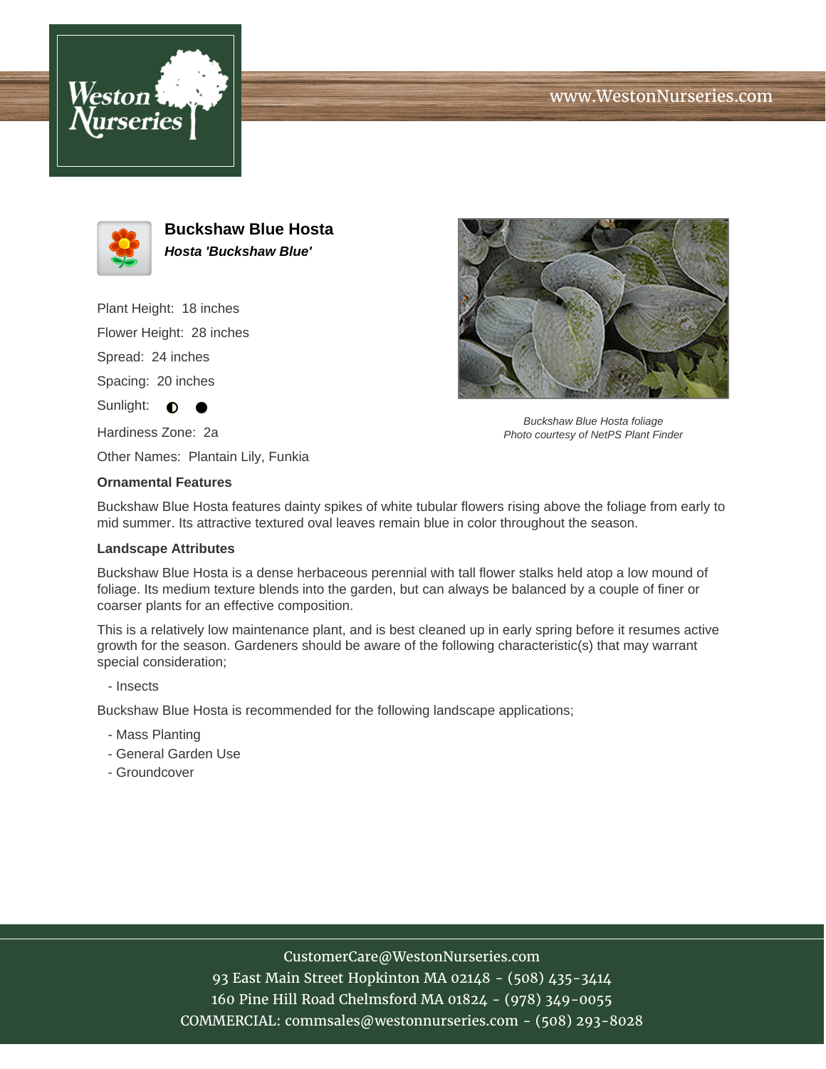# Buckshaw Blue Hosta

***Hosta 'Buckshaw Blue'***

Plant Height: 18 inches

Flower Height: 28 inches

Spread: 24 inches

Spacing: 20 inches

Sunlight: ◐ ●

Hardiness Zone: 2a

Other Names: Plantain Lily, Funkia

*Buckshaw Blue Hosta foliage*
*Photo courtesy of NetPS Plant Finder*

### Ornamental Features

Buckshaw Blue Hosta features dainty spikes of white tubular flowers rising above the foliage from early to mid summer. Its attractive textured oval leaves remain blue in color throughout the season.

### Landscape Attributes

Buckshaw Blue Hosta is a dense herbaceous perennial with tall flower stalks held atop a low mound of foliage. Its medium texture blends into the garden, but can always be balanced by a couple of finer or coarser plants for an effective composition.

This is a relatively low maintenance plant, and is best cleaned up in early spring before it resumes active growth for the season. Gardeners should be aware of the following characteristic(s) that may warrant special consideration;

- Insects

Buckshaw Blue Hosta is recommended for the following landscape applications;

- Mass Planting
- General Garden Use
- Groundcover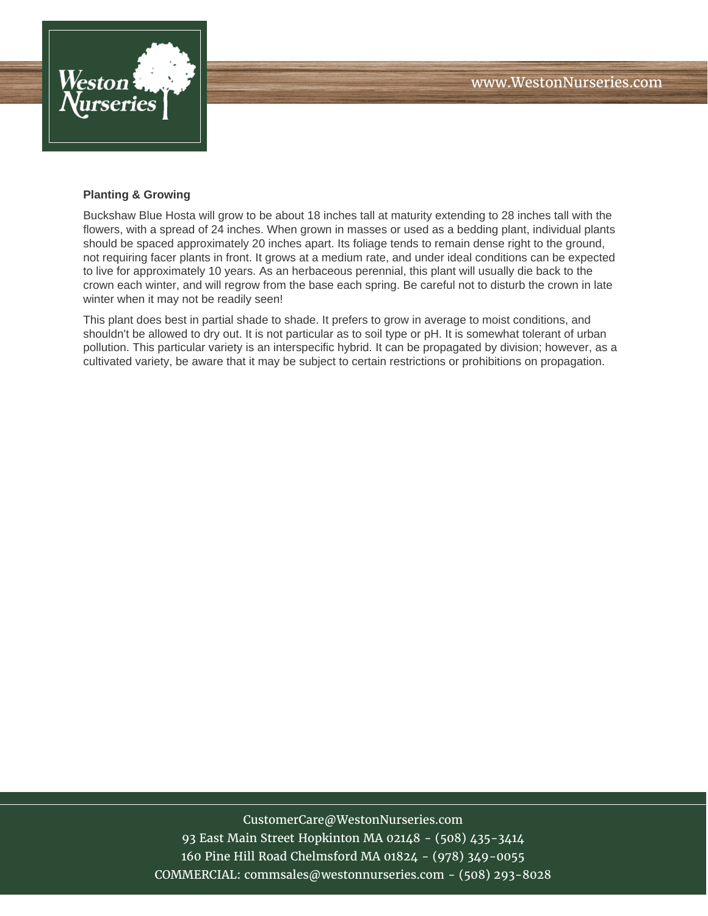### Planting & Growing

Buckshaw Blue Hosta will grow to be about 18 inches tall at maturity extending to 28 inches tall with the flowers, with a spread of 24 inches. When grown in masses or used as a bedding plant, individual plants should be spaced approximately 20 inches apart. Its foliage tends to remain dense right to the ground, not requiring facer plants in front. It grows at a medium rate, and under ideal conditions can be expected to live for approximately 10 years. As an herbaceous perennial, this plant will usually die back to the crown each winter, and will regrow from the base each spring. Be careful not to disturb the crown in late winter when it may not be readily seen!

This plant does best in partial shade to shade. It prefers to grow in average to moist conditions, and shouldn't be allowed to dry out. It is not particular as to soil type or pH. It is somewhat tolerant of urban pollution. This particular variety is an interspecific hybrid. It can be propagated by division; however, as a cultivated variety, be aware that it may be subject to certain restrictions or prohibitions on propagation.